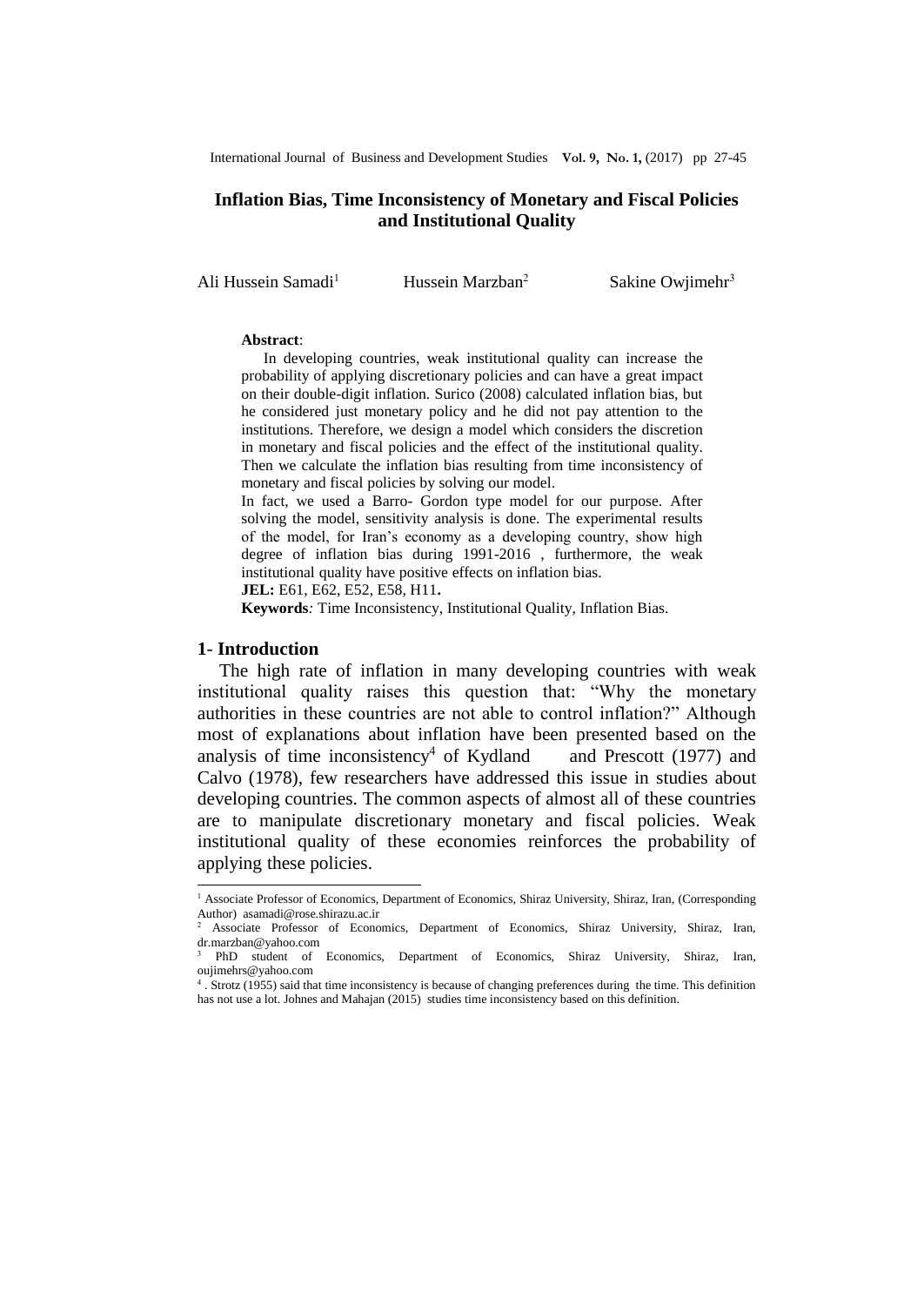# Inflation Bias, Time Inconsistency of Monetary and Fiscal Policies and Institutional Quality

Ali Hussein Samadi[1] Hussein Marzban[2] Sakine Owjimehr[3]

**Abstract**:

In developing countries, weak institutional quality can increase the probability of applying discretionary policies and can have a great impact on their double-digit inflation. Surico (2008) calculated inflation bias, but he considered just monetary policy and he did not pay attention to the institutions. Therefore, we design a model which considers the discretion in monetary and fiscal policies and the effect of the institutional quality. Then we calculate the inflation bias resulting from time inconsistency of monetary and fiscal policies by solving our model.

In fact, we used a Barro- Gordon type model for our purpose. After solving the model, sensitivity analysis is done. The experimental results of the model, for Iran's economy as a developing country, show high degree of inflation bias during 1991-2016 , furthermore, the weak institutional quality have positive effects on inflation bias.

**JEL:** E61, E62, E52, E58, H11**.**

**Keywords***:* Time Inconsistency, Institutional Quality, Inflation Bias.

## 1- Introduction

The high rate of inflation in many developing countries with weak institutional quality raises this question that: "Why the monetary authorities in these countries are not able to control inflation?" Although most of explanations about inflation have been presented based on the analysis of time inconsistency[4] of Kydland and Prescott (1977) and Calvo (1978), few researchers have addressed this issue in studies about developing countries. The common aspects of almost all of these countries are to manipulate discretionary monetary and fiscal policies. Weak institutional quality of these economies reinforces the probability of applying these policies.

---

[1] Associate Professor of Economics, Department of Economics, Shiraz University, Shiraz, Iran, (Corresponding Author) asamadi@rose.shirazu.ac.ir

[2] Associate Professor of Economics, Department of Economics, Shiraz University, Shiraz, Iran, dr.marzban@yahoo.com

[3] PhD student of Economics, Department of Economics, Shiraz University, Shiraz, Iran, oujimehrs@yahoo.com

[4] . Strotz (1955) said that time inconsistency is because of changing preferences during the time. This definition has not use a lot. Johnes and Mahajan (2015) studies time inconsistency based on this definition.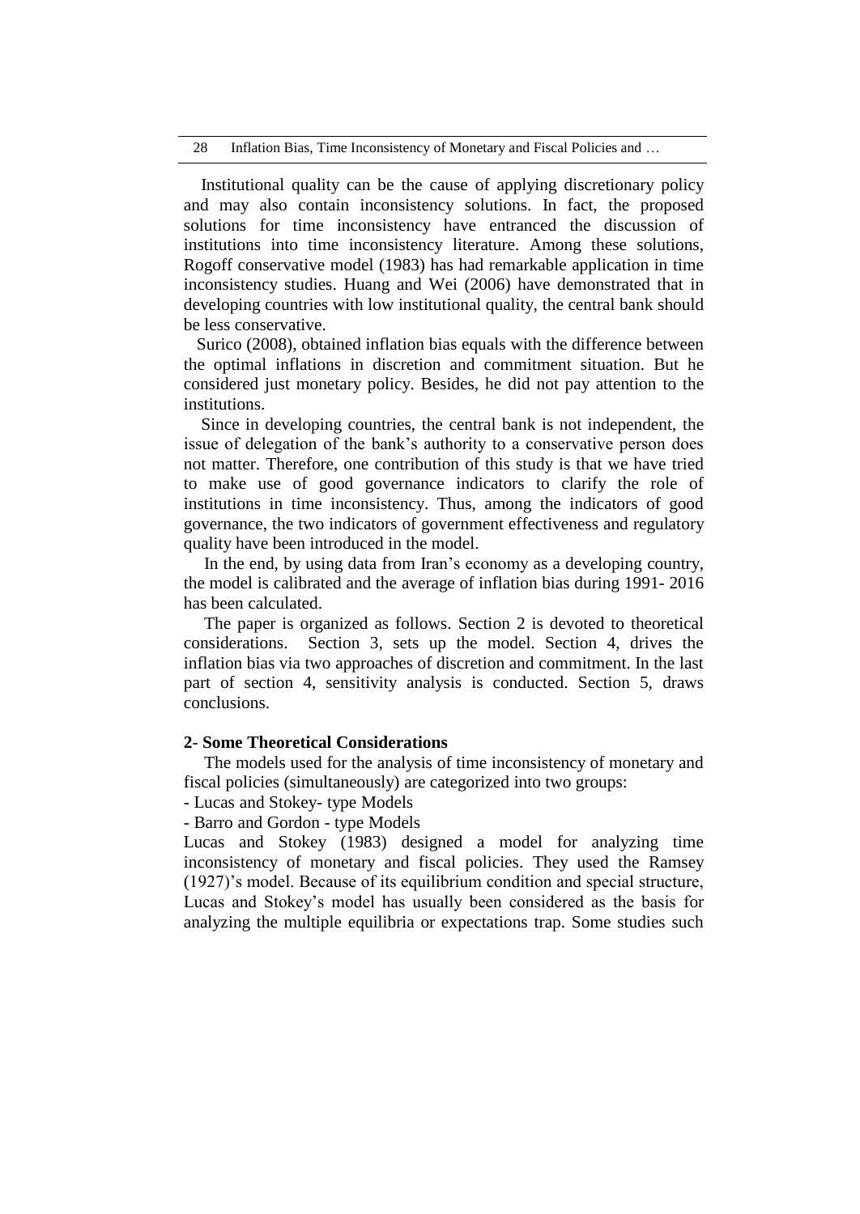Institutional quality can be the cause of applying discretionary policy and may also contain inconsistency solutions. In fact, the proposed solutions for time inconsistency have entranced the discussion of institutions into time inconsistency literature. Among these solutions, Rogoff conservative model (1983) has had remarkable application in time inconsistency studies. Huang and Wei (2006) have demonstrated that in developing countries with low institutional quality, the central bank should be less conservative.

Surico (2008), obtained inflation bias equals with the difference between the optimal inflations in discretion and commitment situation. But he considered just monetary policy. Besides, he did not pay attention to the institutions.

Since in developing countries, the central bank is not independent, the issue of delegation of the bank's authority to a conservative person does not matter. Therefore, one contribution of this study is that we have tried to make use of good governance indicators to clarify the role of institutions in time inconsistency. Thus, among the indicators of good governance, the two indicators of government effectiveness and regulatory quality have been introduced in the model.

In the end, by using data from Iran's economy as a developing country, the model is calibrated and the average of inflation bias during 1991- 2016 has been calculated.

The paper is organized as follows. Section 2 is devoted to theoretical considerations. Section 3, sets up the model. Section 4, drives the inflation bias via two approaches of discretion and commitment. In the last part of section 4, sensitivity analysis is conducted. Section 5, draws conclusions.

## 2- Some Theoretical Considerations

The models used for the analysis of time inconsistency of monetary and fiscal policies (simultaneously) are categorized into two groups:

- Lucas and Stokey- type Models
- Barro and Gordon - type Models

Lucas and Stokey (1983) designed a model for analyzing time inconsistency of monetary and fiscal policies. They used the Ramsey (1927)'s model. Because of its equilibrium condition and special structure, Lucas and Stokey's model has usually been considered as the basis for analyzing the multiple equilibria or expectations trap. Some studies such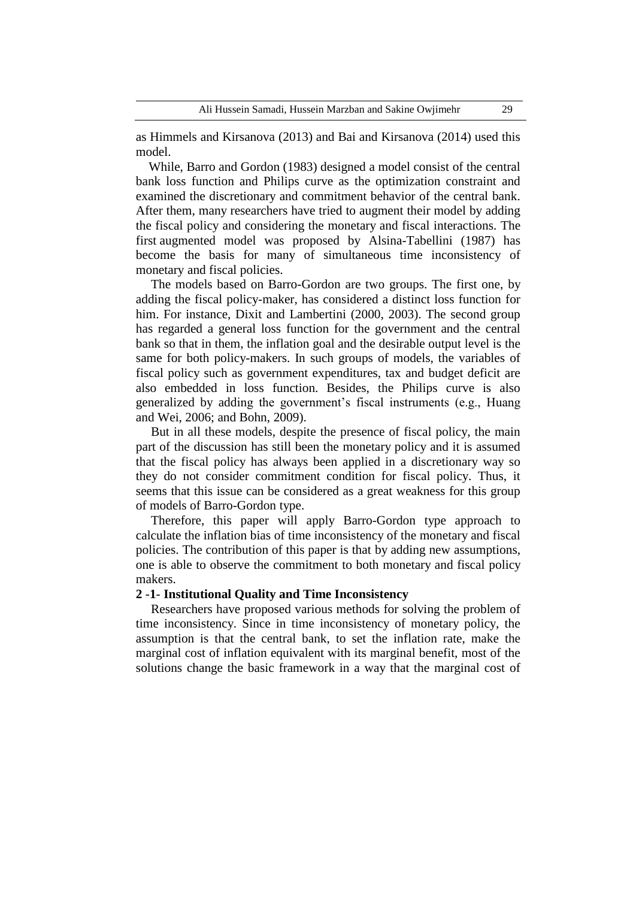as Himmels and Kirsanova (2013) and Bai and Kirsanova (2014) used this model.

While, Barro and Gordon (1983) designed a model consist of the central bank loss function and Philips curve as the optimization constraint and examined the discretionary and commitment behavior of the central bank. After them, many researchers have tried to augment their model by adding the fiscal policy and considering the monetary and fiscal interactions. The first augmented model was proposed by Alsina-Tabellini (1987) has become the basis for many of simultaneous time inconsistency of monetary and fiscal policies.

The models based on Barro-Gordon are two groups. The first one, by adding the fiscal policy-maker, has considered a distinct loss function for him. For instance, Dixit and Lambertini (2000, 2003). The second group has regarded a general loss function for the government and the central bank so that in them, the inflation goal and the desirable output level is the same for both policy-makers. In such groups of models, the variables of fiscal policy such as government expenditures, tax and budget deficit are also embedded in loss function. Besides, the Philips curve is also generalized by adding the government's fiscal instruments (e.g., Huang and Wei, 2006; and Bohn, 2009).

But in all these models, despite the presence of fiscal policy, the main part of the discussion has still been the monetary policy and it is assumed that the fiscal policy has always been applied in a discretionary way so they do not consider commitment condition for fiscal policy. Thus, it seems that this issue can be considered as a great weakness for this group of models of Barro-Gordon type.

Therefore, this paper will apply Barro-Gordon type approach to calculate the inflation bias of time inconsistency of the monetary and fiscal policies. The contribution of this paper is that by adding new assumptions, one is able to observe the commitment to both monetary and fiscal policy makers.

### 2 -1- Institutional Quality and Time Inconsistency

Researchers have proposed various methods for solving the problem of time inconsistency. Since in time inconsistency of monetary policy, the assumption is that the central bank, to set the inflation rate, make the marginal cost of inflation equivalent with its marginal benefit, most of the solutions change the basic framework in a way that the marginal cost of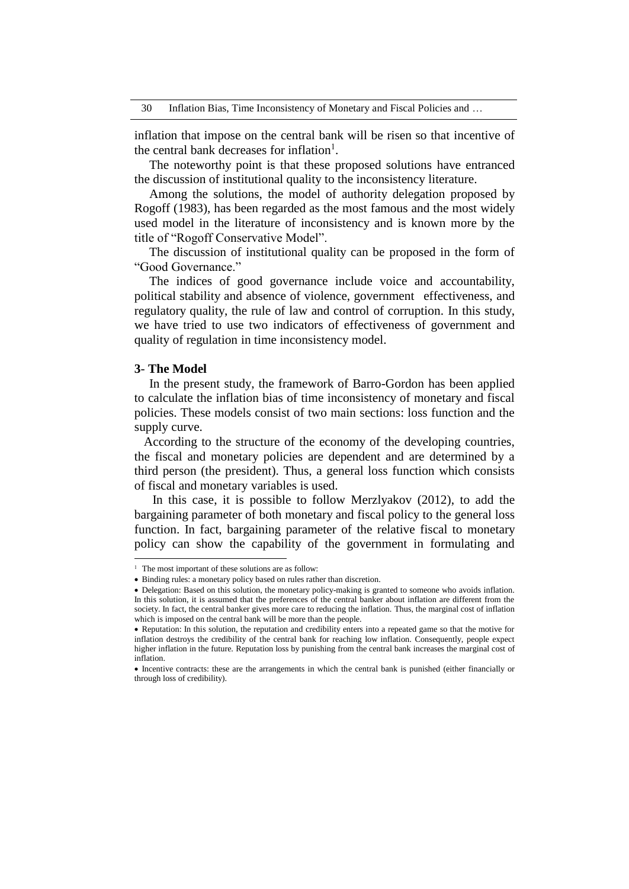inflation that impose on the central bank will be risen so that incentive of the central bank decreases for inflation[1].

The noteworthy point is that these proposed solutions have entranced the discussion of institutional quality to the inconsistency literature.

Among the solutions, the model of authority delegation proposed by Rogoff (1983), has been regarded as the most famous and the most widely used model in the literature of inconsistency and is known more by the title of "Rogoff Conservative Model".

The discussion of institutional quality can be proposed in the form of "Good Governance."

The indices of good governance include voice and accountability, political stability and absence of violence, government effectiveness, and regulatory quality, the rule of law and control of corruption. In this study, we have tried to use two indicators of effectiveness of government and quality of regulation in time inconsistency model.

## 3- The Model

In the present study, the framework of Barro-Gordon has been applied to calculate the inflation bias of time inconsistency of monetary and fiscal policies. These models consist of two main sections: loss function and the supply curve.

According to the structure of the economy of the developing countries, the fiscal and monetary policies are dependent and are determined by a third person (the president). Thus, a general loss function which consists of fiscal and monetary variables is used.

In this case, it is possible to follow Merzlyakov (2012), to add the bargaining parameter of both monetary and fiscal policy to the general loss function. In fact, bargaining parameter of the relative fiscal to monetary policy can show the capability of the government in formulating and

---

[1] The most important of these solutions are as follow:

- Binding rules: a monetary policy based on rules rather than discretion.
- Delegation: Based on this solution, the monetary policy-making is granted to someone who avoids inflation. In this solution, it is assumed that the preferences of the central banker about inflation are different from the society. In fact, the central banker gives more care to reducing the inflation. Thus, the marginal cost of inflation which is imposed on the central bank will be more than the people.
- Reputation: In this solution, the reputation and credibility enters into a repeated game so that the motive for inflation destroys the credibility of the central bank for reaching low inflation. Consequently, people expect higher inflation in the future. Reputation loss by punishing from the central bank increases the marginal cost of inflation.
- Incentive contracts: these are the arrangements in which the central bank is punished (either financially or through loss of credibility).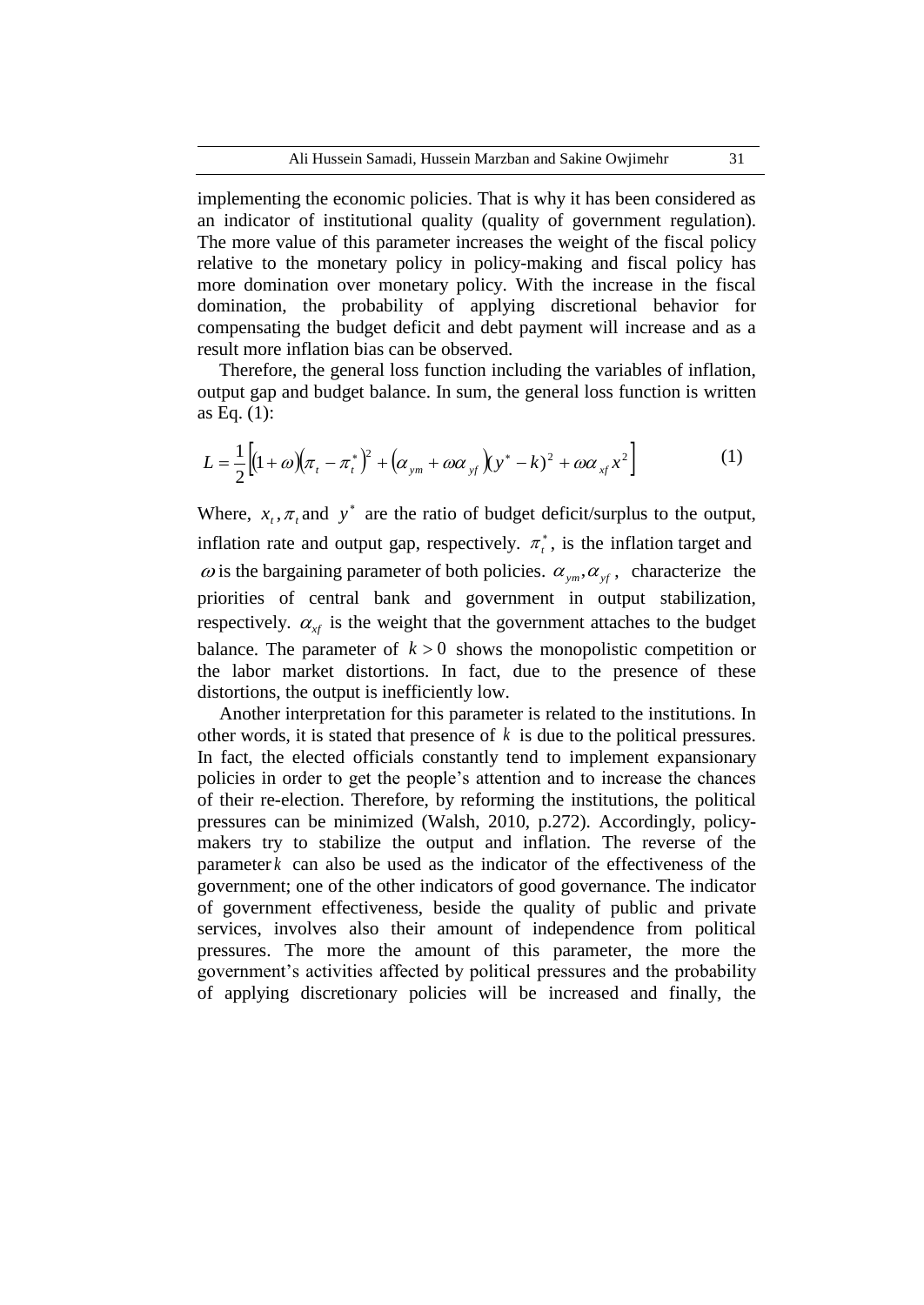implementing the economic policies. That is why it has been considered as an indicator of institutional quality (quality of government regulation). The more value of this parameter increases the weight of the fiscal policy relative to the monetary policy in policy-making and fiscal policy has more domination over monetary policy. With the increase in the fiscal domination, the probability of applying discretional behavior for compensating the budget deficit and debt payment will increase and as a result more inflation bias can be observed.

Therefore, the general loss function including the variables of inflation, output gap and budget balance. In sum, the general loss function is written as Eq. (1):

$$L = \frac{1}{2}\left[(1+\omega)\left(\pi_t - \pi_t^*\right)^2 + \left(\alpha_{ym} + \omega\alpha_{yf}\right)(y^* - k)^2 + \omega\alpha_{xf}x^2\right] \tag{1}$$

Where, $x_t, \pi_t$ and $y^*$ are the ratio of budget deficit/surplus to the output, inflation rate and output gap, respectively. $\pi_t^*$, is the inflation target and $\omega$ is the bargaining parameter of both policies. $\alpha_{ym}, \alpha_{yf}$, characterize the priorities of central bank and government in output stabilization, respectively. $\alpha_{xf}$ is the weight that the government attaches to the budget balance. The parameter of $k > 0$ shows the monopolistic competition or the labor market distortions. In fact, due to the presence of these distortions, the output is inefficiently low.

Another interpretation for this parameter is related to the institutions. In other words, it is stated that presence of $k$ is due to the political pressures. In fact, the elected officials constantly tend to implement expansionary policies in order to get the people's attention and to increase the chances of their re-election. Therefore, by reforming the institutions, the political pressures can be minimized (Walsh, 2010, p.272). Accordingly, policy-makers try to stabilize the output and inflation. The reverse of the parameter $k$ can also be used as the indicator of the effectiveness of the government; one of the other indicators of good governance. The indicator of government effectiveness, beside the quality of public and private services, involves also their amount of independence from political pressures. The more the amount of this parameter, the more the government's activities affected by political pressures and the probability of applying discretionary policies will be increased and finally, the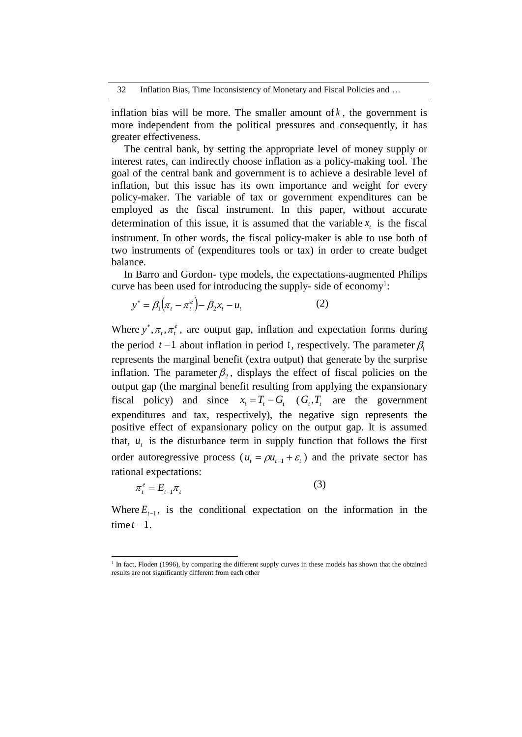inflation bias will be more. The smaller amount of $k$, the government is more independent from the political pressures and consequently, it has greater effectiveness.

The central bank, by setting the appropriate level of money supply or interest rates, can indirectly choose inflation as a policy-making tool. The goal of the central bank and government is to achieve a desirable level of inflation, but this issue has its own importance and weight for every policy-maker. The variable of tax or government expenditures can be employed as the fiscal instrument. In this paper, without accurate determination of this issue, it is assumed that the variable $x_t$ is the fiscal instrument. In other words, the fiscal policy-maker is able to use both of two instruments of (expenditures tools or tax) in order to create budget balance.

In Barro and Gordon- type models, the expectations-augmented Philips curve has been used for introducing the supply- side of economy[1]:

$$y^* = \beta_1(\pi_t - \pi_t^e) - \beta_2 x_t - u_t \qquad (2)$$

Where $y^*, \pi_t, \pi_t^e$, are output gap, inflation and expectation forms during the period $t-1$ about inflation in period $t$, respectively. The parameter $\beta_1$ represents the marginal benefit (extra output) that generate by the surprise inflation. The parameter $\beta_2$, displays the effect of fiscal policies on the output gap (the marginal benefit resulting from applying the expansionary fiscal policy) and since $x_t = T_t - G_t$ ($G_t, T_t$ are the government expenditures and tax, respectively), the negative sign represents the positive effect of expansionary policy on the output gap. It is assumed that, $u_t$ is the disturbance term in supply function that follows the first order autoregressive process ($u_t = \rho u_{t-1} + \varepsilon_t$) and the private sector has rational expectations:

$$\pi_t^e = E_{t-1}\pi_t \qquad (3)$$

Where $E_{t-1}$, is the conditional expectation on the information in the time $t-1$.

[1] In fact, Floden (1996), by comparing the different supply curves in these models has shown that the obtained results are not significantly different from each other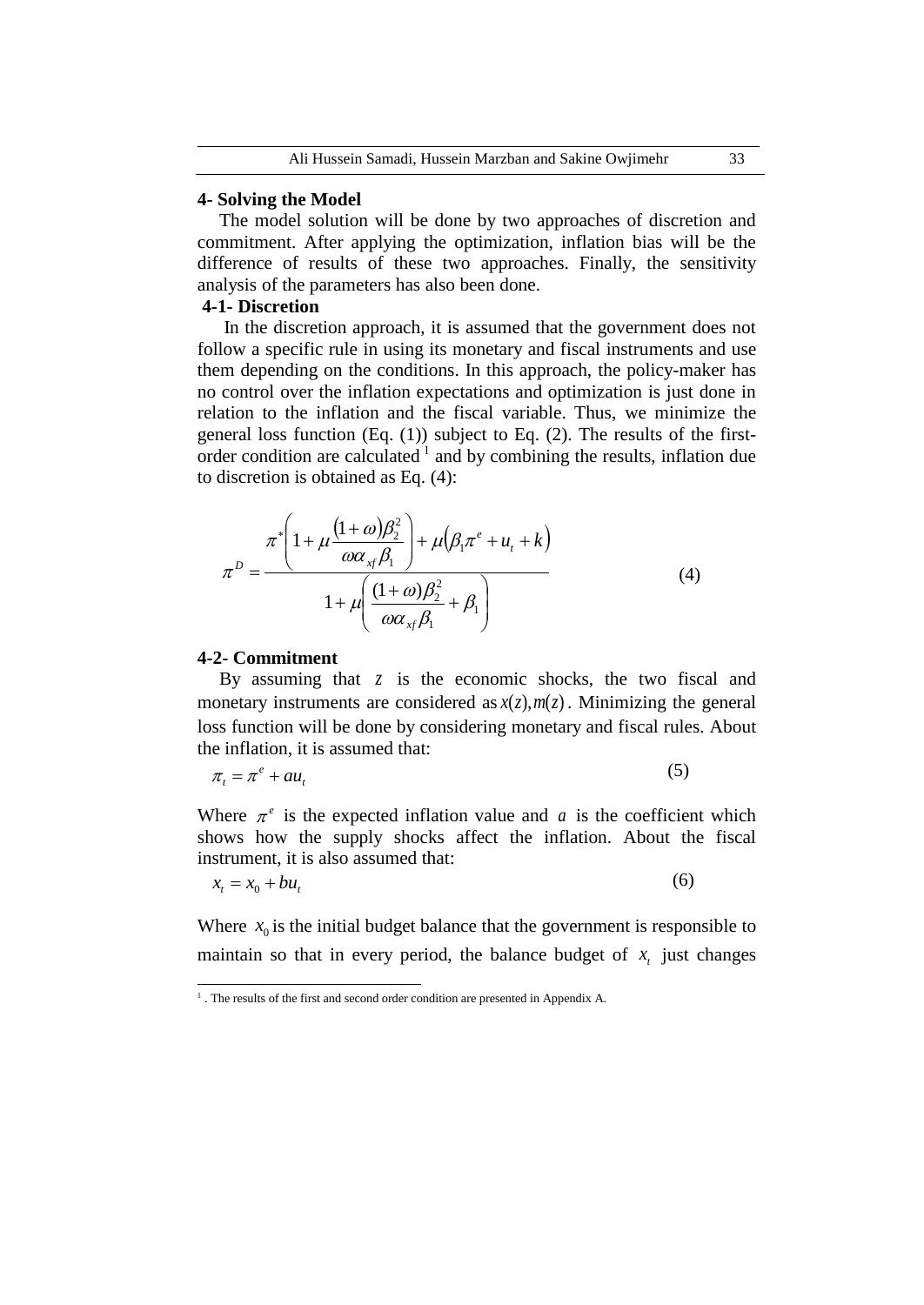## 4- Solving the Model

The model solution will be done by two approaches of discretion and commitment. After applying the optimization, inflation bias will be the difference of results of these two approaches. Finally, the sensitivity analysis of the parameters has also been done.

### 4-1- Discretion

In the discretion approach, it is assumed that the government does not follow a specific rule in using its monetary and fiscal instruments and use them depending on the conditions. In this approach, the policy-maker has no control over the inflation expectations and optimization is just done in relation to the inflation and the fiscal variable. Thus, we minimize the general loss function (Eq. (1)) subject to Eq. (2). The results of the first-order condition are calculated [1] and by combining the results, inflation due to discretion is obtained as Eq. (4):

$$\pi^D = \frac{\pi^*\left(1+\mu\frac{(1+\omega)\beta_2^2}{\omega\alpha_{xf}\beta_1}\right)+\mu\left(\beta_1\pi^e+u_t+k\right)}{1+\mu\left(\frac{(1+\omega)\beta_2^2}{\omega\alpha_{xf}\beta_1}+\beta_1\right)} \tag{4}$$

### 4-2- Commitment

By assuming that $z$ is the economic shocks, the two fiscal and monetary instruments are considered as $x(z), m(z)$. Minimizing the general loss function will be done by considering monetary and fiscal rules. About the inflation, it is assumed that:

$$\pi_t = \pi^e + au_t \tag{5}$$

Where $\pi^e$ is the expected inflation value and $a$ is the coefficient which shows how the supply shocks affect the inflation. About the fiscal instrument, it is also assumed that:

$$x_t = x_0 + bu_t \tag{6}$$

Where $x_0$ is the initial budget balance that the government is responsible to maintain so that in every period, the balance budget of $x_t$ just changes

[1] . The results of the first and second order condition are presented in Appendix A.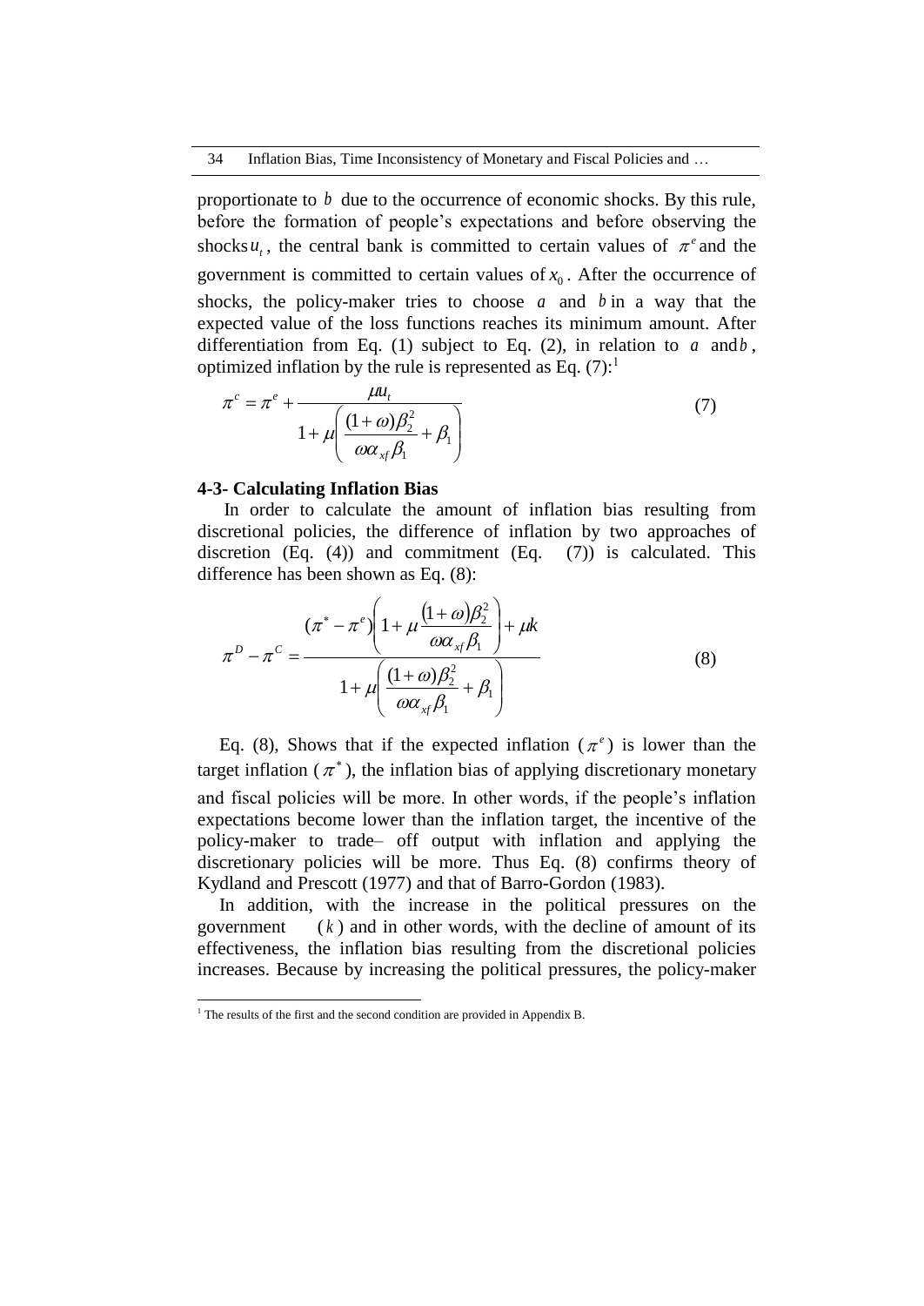proportionate to $b$ due to the occurrence of economic shocks. By this rule, before the formation of people's expectations and before observing the shocks $u_t$, the central bank is committed to certain values of $\pi^e$ and the government is committed to certain values of $x_0$. After the occurrence of shocks, the policy-maker tries to choose $a$ and $b$ in a way that the expected value of the loss functions reaches its minimum amount. After differentiation from Eq. (1) subject to Eq. (2), in relation to $a$ and $b$, optimized inflation by the rule is represented as Eq. (7):[1]

$$\pi^c = \pi^e + \frac{\mu u_t}{1 + \mu\left(\frac{(1+\omega)\beta_2^2}{\omega \alpha_{xf} \beta_1} + \beta_1\right)} \tag{7}$$

### 4-3- Calculating Inflation Bias

In order to calculate the amount of inflation bias resulting from discretional policies, the difference of inflation by two approaches of discretion (Eq. (4)) and commitment (Eq. (7)) is calculated. This difference has been shown as Eq. (8):

$$\pi^D - \pi^C = \frac{(\pi^* - \pi^e)\left(1 + \mu \frac{(1+\omega)\beta_2^2}{\omega \alpha_{xf} \beta_1}\right) + \mu k}{1 + \mu\left(\frac{(1+\omega)\beta_2^2}{\omega \alpha_{xf} \beta_1} + \beta_1\right)} \tag{8}$$

Eq. (8), Shows that if the expected inflation ($\pi^e$) is lower than the target inflation ($\pi^*$), the inflation bias of applying discretionary monetary and fiscal policies will be more. In other words, if the people's inflation expectations become lower than the inflation target, the incentive of the policy-maker to trade– off output with inflation and applying the discretionary policies will be more. Thus Eq. (8) confirms theory of Kydland and Prescott (1977) and that of Barro-Gordon (1983).

In addition, with the increase in the political pressures on the government ($k$) and in other words, with the decline of amount of its effectiveness, the inflation bias resulting from the discretional policies increases. Because by increasing the political pressures, the policy-maker

[1] The results of the first and the second condition are provided in Appendix B.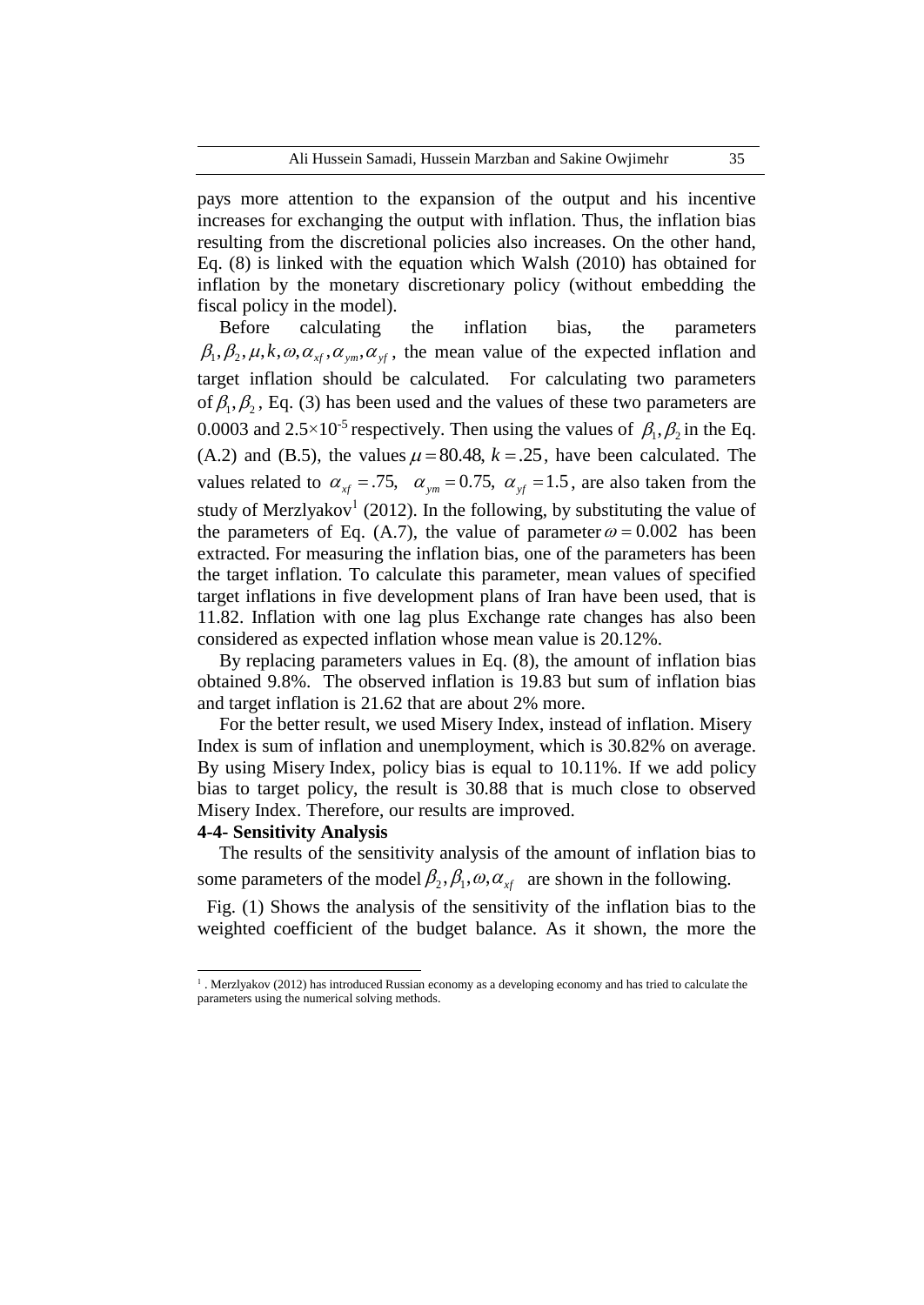pays more attention to the expansion of the output and his incentive increases for exchanging the output with inflation. Thus, the inflation bias resulting from the discretional policies also increases. On the other hand, Eq. (8) is linked with the equation which Walsh (2010) has obtained for inflation by the monetary discretionary policy (without embedding the fiscal policy in the model).

Before calculating the inflation bias, the parameters $\beta_1, \beta_2, \mu, k, \omega, \alpha_{xf}, \alpha_{ym}, \alpha_{yf}$, the mean value of the expected inflation and target inflation should be calculated. For calculating two parameters of $\beta_1, \beta_2$, Eq. (3) has been used and the values of these two parameters are 0.0003 and $2.5\times10^{-5}$ respectively. Then using the values of $\beta_1, \beta_2$ in the Eq. (A.2) and (B.5), the values $\mu = 80.48$, $k = .25$, have been calculated. The values related to $\alpha_{xf} = .75$, $\alpha_{ym} = 0.75$, $\alpha_{yf} = 1.5$, are also taken from the study of Merzlyakov[1] (2012). In the following, by substituting the value of the parameters of Eq. (A.7), the value of parameter $\omega = 0.002$ has been extracted. For measuring the inflation bias, one of the parameters has been the target inflation. To calculate this parameter, mean values of specified target inflations in five development plans of Iran have been used, that is 11.82. Inflation with one lag plus Exchange rate changes has also been considered as expected inflation whose mean value is 20.12%.

By replacing parameters values in Eq. (8), the amount of inflation bias obtained 9.8%. The observed inflation is 19.83 but sum of inflation bias and target inflation is 21.62 that are about 2% more.

For the better result, we used Misery Index, instead of inflation. Misery Index is sum of inflation and unemployment, which is 30.82% on average. By using Misery Index, policy bias is equal to 10.11%. If we add policy bias to target policy, the result is 30.88 that is much close to observed Misery Index. Therefore, our results are improved.

**4-4- Sensitivity Analysis**

The results of the sensitivity analysis of the amount of inflation bias to some parameters of the model $\beta_2, \beta_1, \omega, \alpha_{xf}$ are shown in the following.

Fig. (1) Shows the analysis of the sensitivity of the inflation bias to the weighted coefficient of the budget balance. As it shown, the more the

[1] . Merzlyakov (2012) has introduced Russian economy as a developing economy and has tried to calculate the parameters using the numerical solving methods.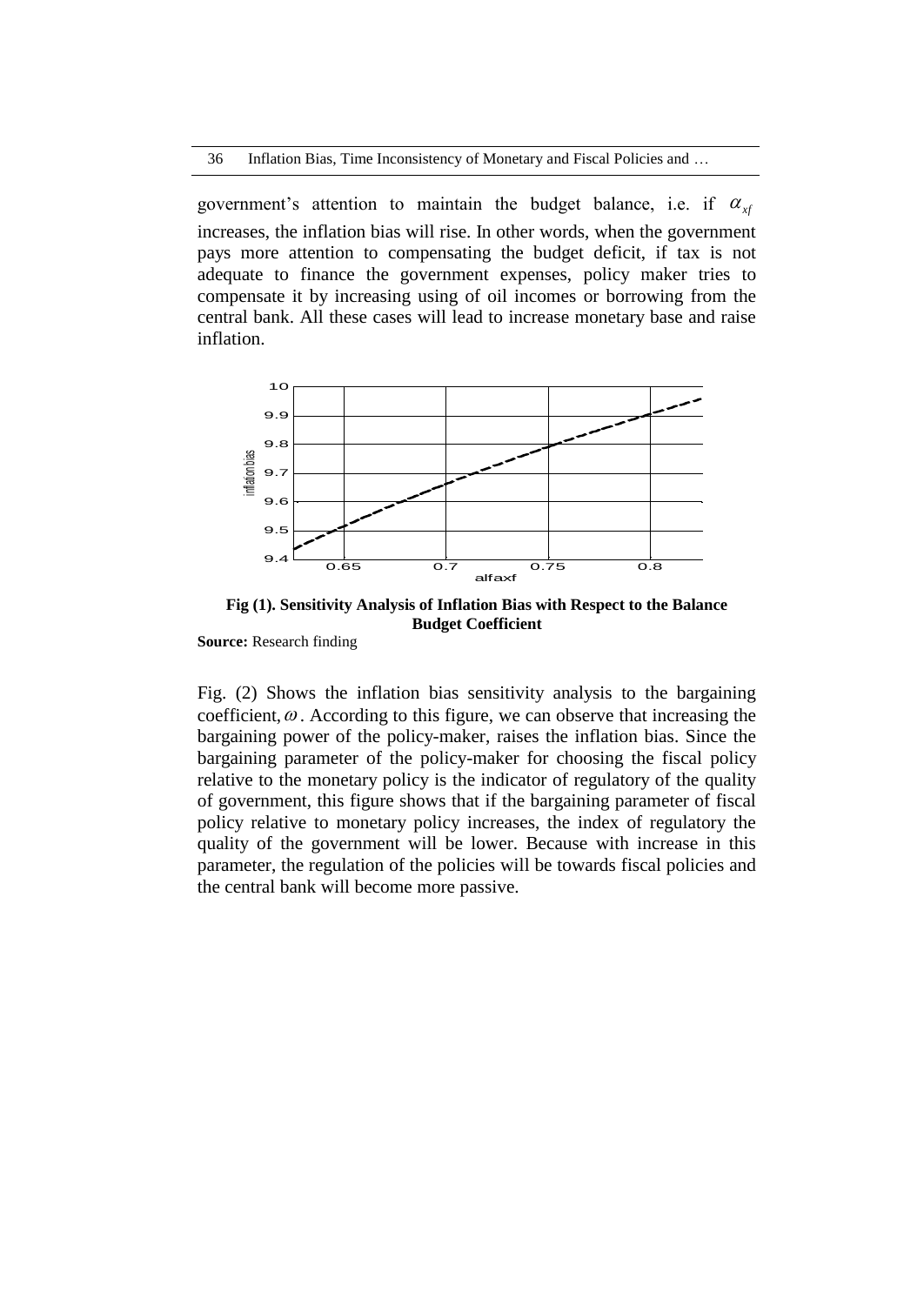government's attention to maintain the budget balance, i.e. if $\alpha_{xf}$ increases, the inflation bias will rise. In other words, when the government pays more attention to compensating the budget deficit, if tax is not adequate to finance the government expenses, policy maker tries to compensate it by increasing using of oil incomes or borrowing from the central bank. All these cases will lead to increase monetary base and raise inflation.

inflation bias

10
9.9
9.8
9.7
9.6
9.5
9.4

0.65
0.7
0.75
0.8

alfaxf

**Fig (1). Sensitivity Analysis of Inflation Bias with Respect to the Balance Budget Coefficient**

**Source:** Research finding

Fig. (2) Shows the inflation bias sensitivity analysis to the bargaining coefficient, $\omega$. According to this figure, we can observe that increasing the bargaining power of the policy-maker, raises the inflation bias. Since the bargaining parameter of the policy-maker for choosing the fiscal policy relative to the monetary policy is the indicator of regulatory of the quality of government, this figure shows that if the bargaining parameter of fiscal policy relative to monetary policy increases, the index of regulatory the quality of the government will be lower. Because with increase in this parameter, the regulation of the policies will be towards fiscal policies and the central bank will become more passive.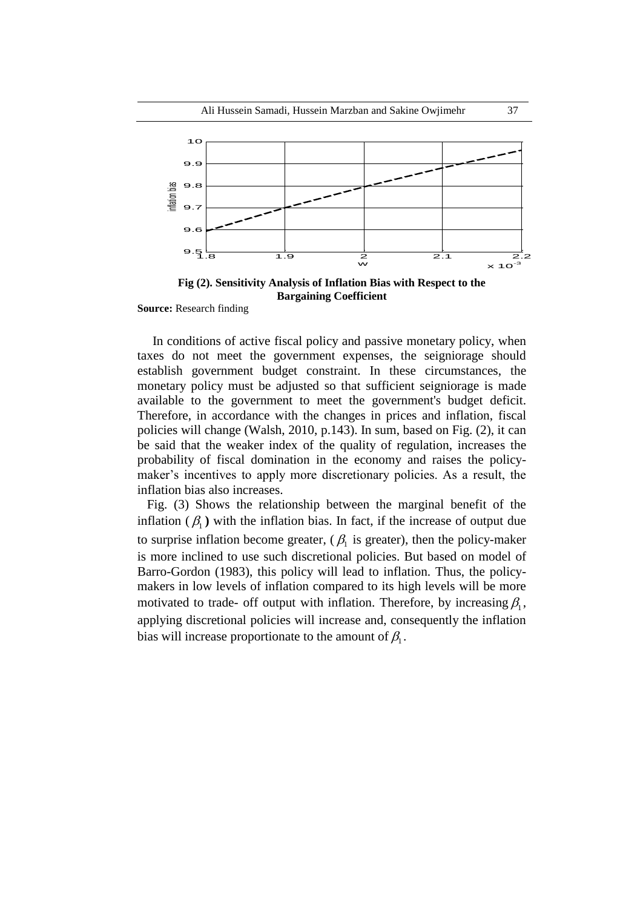**Fig (2). Sensitivity Analysis of Inflation Bias with Respect to the Bargaining Coefficient**

**Source:** Research finding

In conditions of active fiscal policy and passive monetary policy, when taxes do not meet the government expenses, the seigniorage should establish government budget constraint. In these circumstances, the monetary policy must be adjusted so that sufficient seigniorage is made available to the government to meet the government's budget deficit. Therefore, in accordance with the changes in prices and inflation, fiscal policies will change (Walsh, 2010, p.143). In sum, based on Fig. (2), it can be said that the weaker index of the quality of regulation, increases the probability of fiscal domination in the economy and raises the policy-maker's incentives to apply more discretionary policies. As a result, the inflation bias also increases.

Fig. (3) Shows the relationship between the marginal benefit of the inflation ($\beta_1$) with the inflation bias. In fact, if the increase of output due to surprise inflation become greater, ($\beta_1$ is greater), then the policy-maker is more inclined to use such discretional policies. But based on model of Barro-Gordon (1983), this policy will lead to inflation. Thus, the policy-makers in low levels of inflation compared to its high levels will be more motivated to trade- off output with inflation. Therefore, by increasing $\beta_1$, applying discretional policies will increase and, consequently the inflation bias will increase proportionate to the amount of $\beta_1$.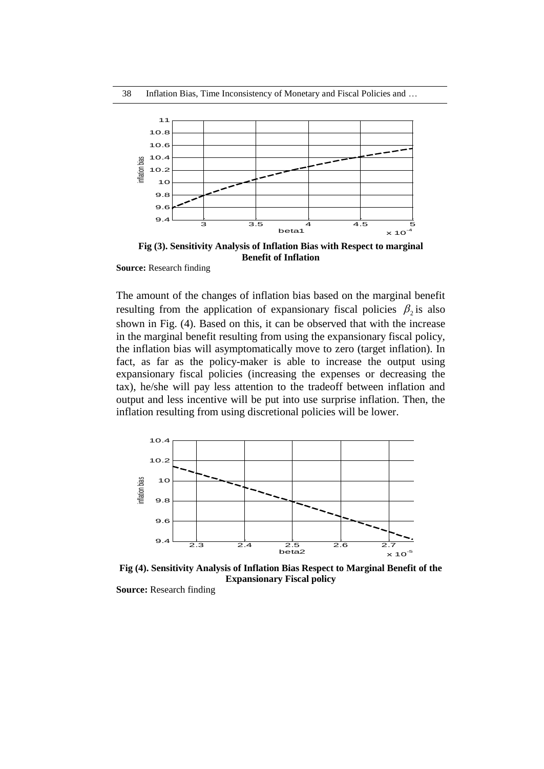11
10.8
10.6
10.4
10.2
10
9.8
9.6
9.4

inflation bias

3
3.5
4
4.5
5

beta1

x 10^-4

**Fig (3). Sensitivity Analysis of Inflation Bias with Respect to marginal Benefit of Inflation**

**Source:** Research finding

The amount of the changes of inflation bias based on the marginal benefit resulting from the application of expansionary fiscal policies $\beta_2$ is also shown in Fig. (4). Based on this, it can be observed that with the increase in the marginal benefit resulting from using the expansionary fiscal policy, the inflation bias will asymptomatically move to zero (target inflation). In fact, as far as the policy-maker is able to increase the output using expansionary fiscal policies (increasing the expenses or decreasing the tax), he/she will pay less attention to the tradeoff between inflation and output and less incentive will be put into use surprise inflation. Then, the inflation resulting from using discretional policies will be lower.

10.4
10.2
10
9.8
9.6
9.4

inflation bias

2.3
2.4
2.5
2.6
2.7

beta2

x 10^-5

**Fig (4). Sensitivity Analysis of Inflation Bias Respect to Marginal Benefit of the Expansionary Fiscal policy**

**Source:** Research finding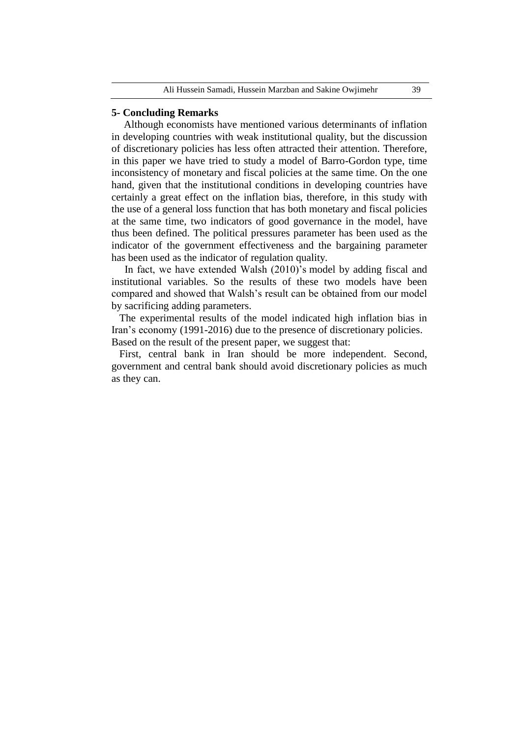## 5- Concluding Remarks

Although economists have mentioned various determinants of inflation in developing countries with weak institutional quality, but the discussion of discretionary policies has less often attracted their attention. Therefore, in this paper we have tried to study a model of Barro-Gordon type, time inconsistency of monetary and fiscal policies at the same time. On the one hand, given that the institutional conditions in developing countries have certainly a great effect on the inflation bias, therefore, in this study with the use of a general loss function that has both monetary and fiscal policies at the same time, two indicators of good governance in the model, have thus been defined. The political pressures parameter has been used as the indicator of the government effectiveness and the bargaining parameter has been used as the indicator of regulation quality.

In fact, we have extended Walsh (2010)'s model by adding fiscal and institutional variables. So the results of these two models have been compared and showed that Walsh's result can be obtained from our model by sacrificing adding parameters.

The experimental results of the model indicated high inflation bias in Iran's economy (1991-2016) due to the presence of discretionary policies. Based on the result of the present paper, we suggest that:

First, central bank in Iran should be more independent. Second, government and central bank should avoid discretionary policies as much as they can.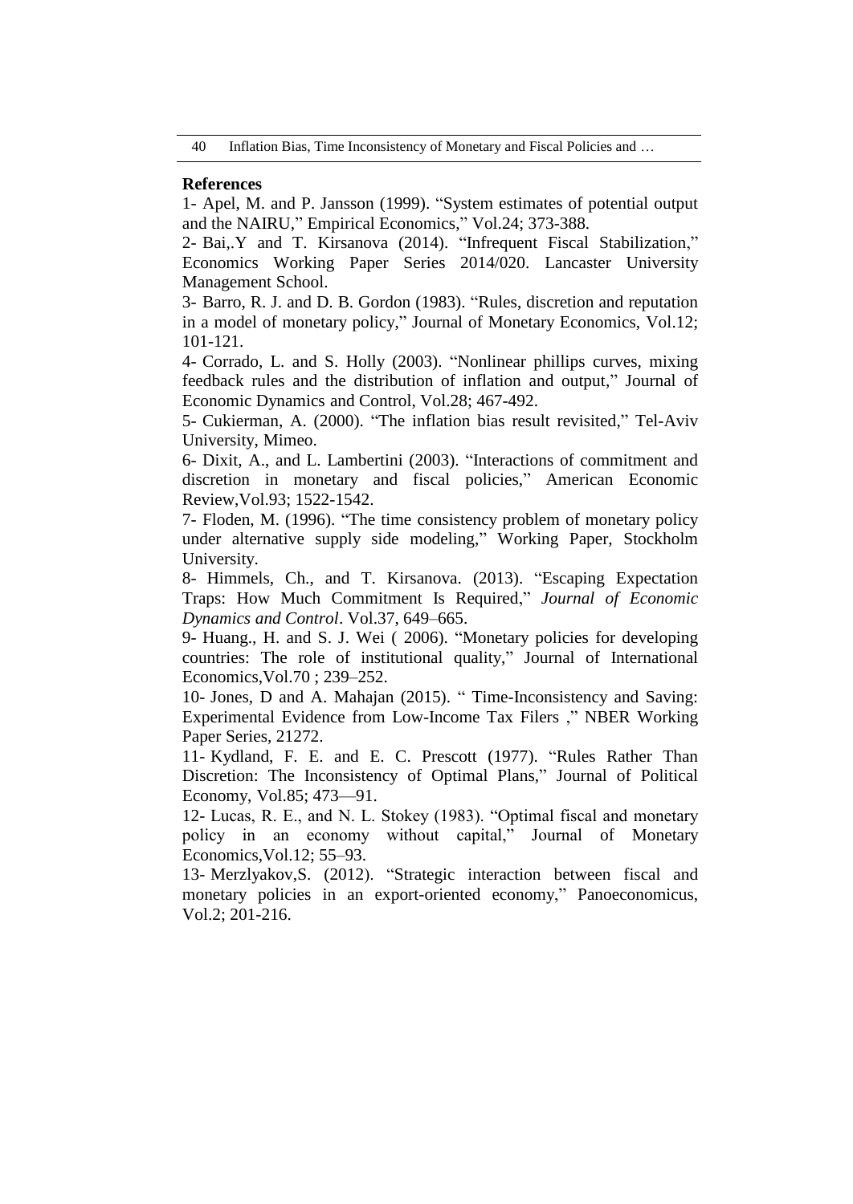**References**

1- Apel, M. and P. Jansson (1999). "System estimates of potential output and the NAIRU," Empirical Economics," Vol.24; 373-388.

2- Bai,.Y and T. Kirsanova (2014). "Infrequent Fiscal Stabilization," Economics Working Paper Series 2014/020. Lancaster University Management School.

3- Barro, R. J. and D. B. Gordon (1983). "Rules, discretion and reputation in a model of monetary policy," Journal of Monetary Economics, Vol.12; 101-121.

4- Corrado, L. and S. Holly (2003). "Nonlinear phillips curves, mixing feedback rules and the distribution of inflation and output," Journal of Economic Dynamics and Control, Vol.28; 467-492.

5- Cukierman, A. (2000). "The inflation bias result revisited," Tel-Aviv University, Mimeo.

6- Dixit, A., and L. Lambertini (2003). "Interactions of commitment and discretion in monetary and fiscal policies," American Economic Review,Vol.93; 1522-1542.

7- Floden, M. (1996). "The time consistency problem of monetary policy under alternative supply side modeling," Working Paper, Stockholm University.

8- Himmels, Ch., and T. Kirsanova. (2013). "Escaping Expectation Traps: How Much Commitment Is Required," *Journal of Economic Dynamics and Control*. Vol.37, 649–665.

9- Huang., H. and S. J. Wei ( 2006). "Monetary policies for developing countries: The role of institutional quality," Journal of International Economics,Vol.70 ; 239–252.

10- Jones, D and A. Mahajan (2015). " Time-Inconsistency and Saving: Experimental Evidence from Low-Income Tax Filers ," NBER Working Paper Series, 21272.

11- Kydland, F. E. and E. C. Prescott (1977). "Rules Rather Than Discretion: The Inconsistency of Optimal Plans," Journal of Political Economy, Vol.85; 473—91.

12- Lucas, R. E., and N. L. Stokey (1983). "Optimal fiscal and monetary policy in an economy without capital," Journal of Monetary Economics,Vol.12; 55–93.

13- Merzlyakov,S. (2012). "Strategic interaction between fiscal and monetary policies in an export-oriented economy," Panoeconomicus, Vol.2; 201-216.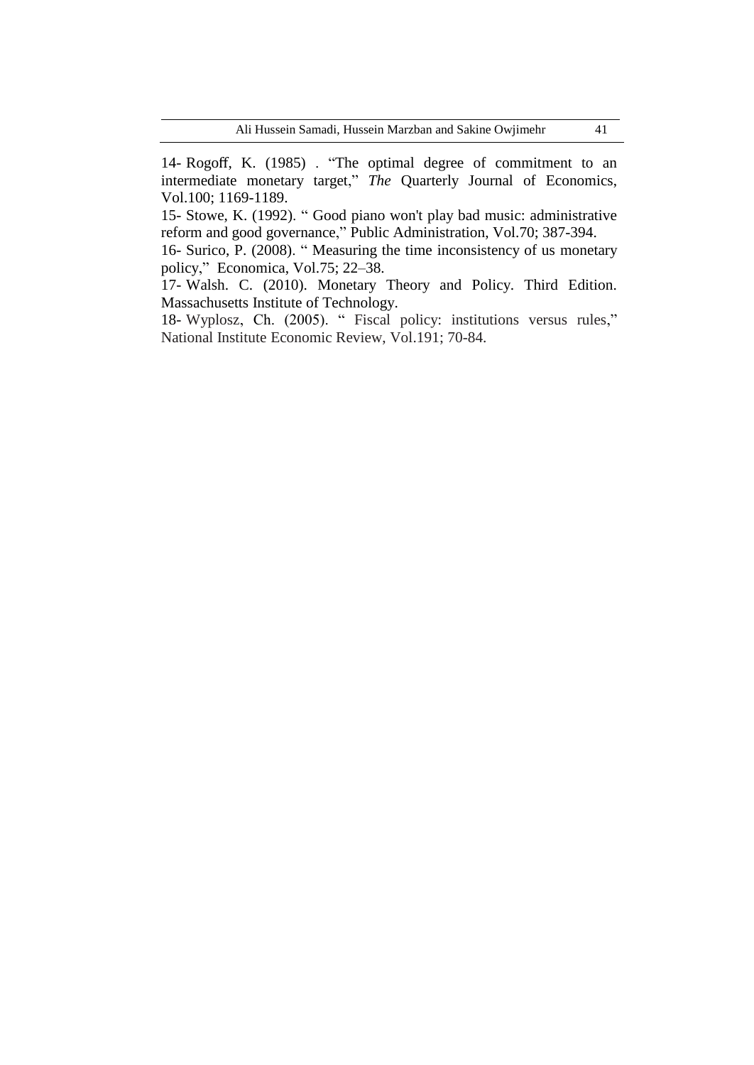14- Rogoff, K. (1985) . "The optimal degree of commitment to an intermediate monetary target," *The* Quarterly Journal of Economics, Vol.100; 1169-1189.

15- Stowe, K. (1992). " Good piano won't play bad music: administrative reform and good governance," Public Administration, Vol.70; 387-394.

16- Surico, P. (2008). " Measuring the time inconsistency of us monetary policy," Economica, Vol.75; 22–38.

17- Walsh. C. (2010). Monetary Theory and Policy. Third Edition. Massachusetts Institute of Technology.

18- Wyplosz, Ch. (2005). " Fiscal policy: institutions versus rules," National Institute Economic Review, Vol.191; 70-84.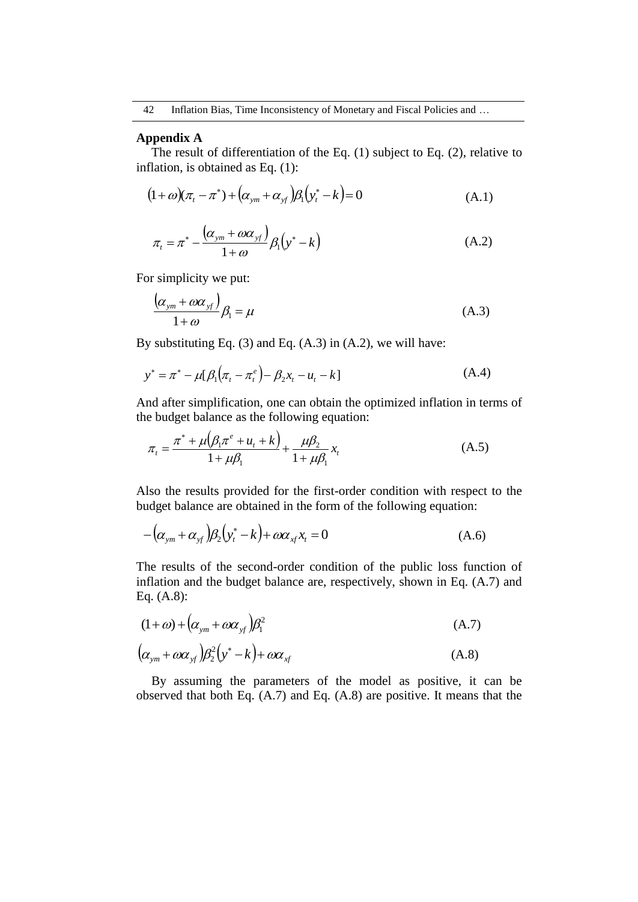**Appendix A**

The result of differentiation of the Eq. (1) subject to Eq. (2), relative to inflation, is obtained as Eq. (1):

$$(1+\omega)(\pi_t - \pi^*) + (\alpha_{ym} + \alpha_{yf})\beta_1(y_t^* - k) = 0 \tag{A.1}$$

$$\pi_t = \pi^* - \frac{(\alpha_{ym} + \omega\alpha_{yf})}{1+\omega}\beta_1(y^* - k) \tag{A.2}$$

For simplicity we put:

$$\frac{(\alpha_{ym} + \omega\alpha_{yf})}{1+\omega}\beta_1 = \mu \tag{A.3}$$

By substituting Eq. (3) and Eq. (A.3) in (A.2), we will have:

$$y^* = \pi^* - \mu[\beta_1(\pi_t - \pi_t^e) - \beta_2 x_t - u_t - k] \tag{A.4}$$

And after simplification, one can obtain the optimized inflation in terms of the budget balance as the following equation:

$$\pi_t = \frac{\pi^* + \mu(\beta_1\pi^e + u_t + k)}{1+\mu\beta_1} + \frac{\mu\beta_2}{1+\mu\beta_1}x_t \tag{A.5}$$

Also the results provided for the first-order condition with respect to the budget balance are obtained in the form of the following equation:

$$-(\alpha_{ym} + \alpha_{yf})\beta_2(y_t^* - k) + \omega\alpha_{xf}x_t = 0 \tag{A.6}$$

The results of the second-order condition of the public loss function of inflation and the budget balance are, respectively, shown in Eq. (A.7) and Eq. (A.8):

$$(1+\omega) + (\alpha_{ym} + \omega\alpha_{yf})\beta_1^2 \tag{A.7}$$

$$(\alpha_{ym} + \omega\alpha_{yf})\beta_2^2(y^* - k) + \omega\alpha_{xf} \tag{A.8}$$

By assuming the parameters of the model as positive, it can be observed that both Eq. (A.7) and Eq. (A.8) are positive. It means that the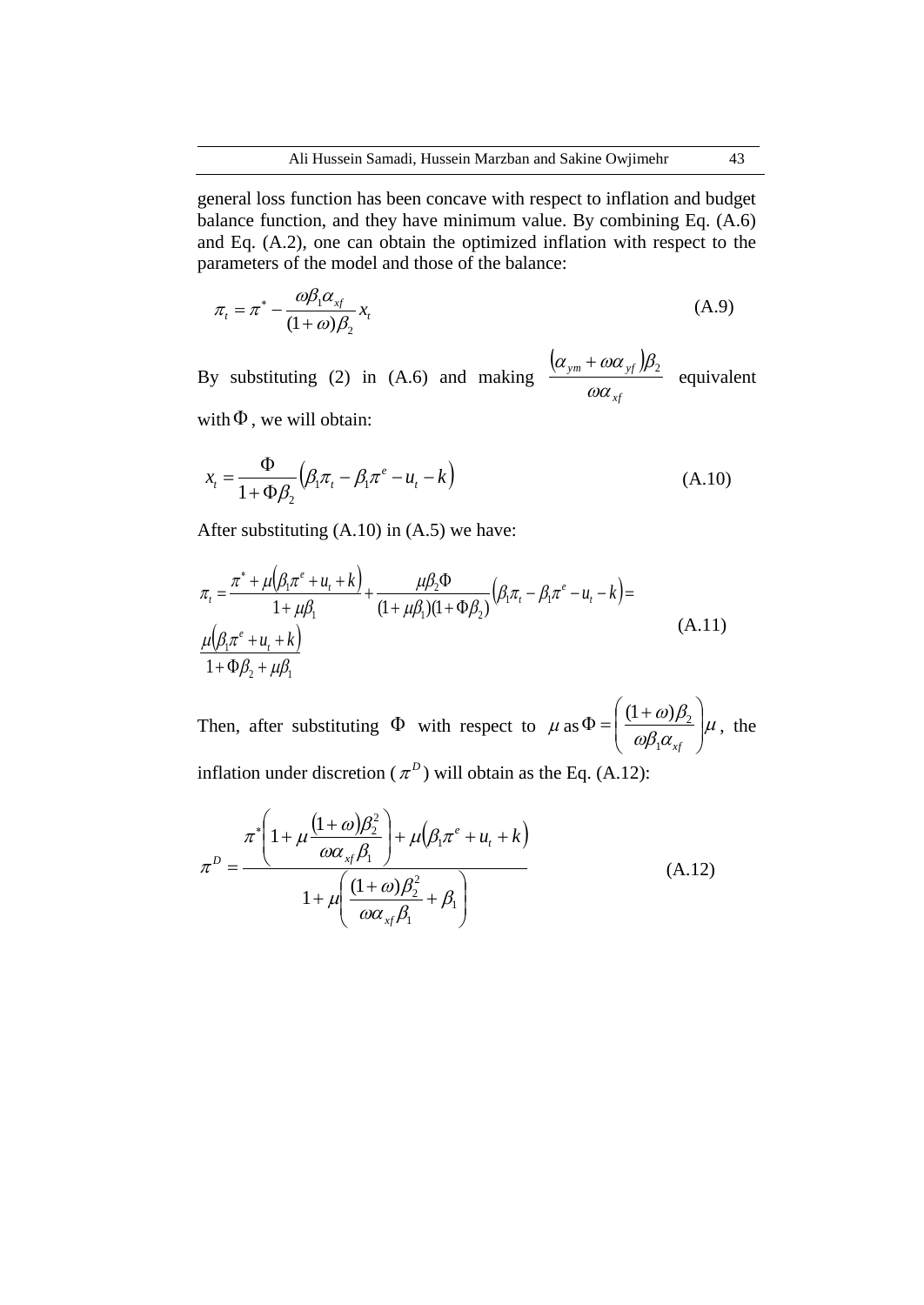general loss function has been concave with respect to inflation and budget balance function, and they have minimum value. By combining Eq. (A.6) and Eq. (A.2), one can obtain the optimized inflation with respect to the parameters of the model and those of the balance:

$$\pi_t = \pi^* - \frac{\omega \beta_1 \alpha_{xf}}{(1+\omega)\beta_2} x_t \tag{A.9}$$

By substituting (2) in (A.6) and making $\frac{\left(\alpha_{ym} + \omega \alpha_{yf}\right)\beta_2}{\omega \alpha_{xf}}$ equivalent with $\Phi$, we will obtain:

$$x_t = \frac{\Phi}{1+\Phi\beta_2}\left(\beta_1 \pi_t - \beta_1 \pi^e - u_t - k\right) \tag{A.10}$$

After substituting (A.10) in (A.5) we have:

$$\pi_t = \frac{\pi^* + \mu\left(\beta_1 \pi^e + u_t + k\right)}{1+\mu\beta_1} + \frac{\mu\beta_2\Phi}{(1+\mu\beta_1)(1+\Phi\beta_2)}\left(\beta_1\pi_t - \beta_1\pi^e - u_t - k\right) = \frac{\mu\left(\beta_1\pi^e + u_t + k\right)}{1+\Phi\beta_2+\mu\beta_1} \tag{A.11}$$

Then, after substituting $\Phi$ with respect to $\mu$ as $\Phi = \left(\frac{(1+\omega)\beta_2}{\omega\beta_1\alpha_{xf}}\right)\mu$, the inflation under discretion ($\pi^D$) will obtain as the Eq. (A.12):

$$\pi^D = \frac{\pi^*\left(1 + \mu\frac{(1+\omega)\beta_2^2}{\omega\alpha_{xf}\beta_1}\right) + \mu\left(\beta_1\pi^e + u_t + k\right)}{1 + \mu\left(\frac{(1+\omega)\beta_2^2}{\omega\alpha_{xf}\beta_1} + \beta_1\right)} \tag{A.12}$$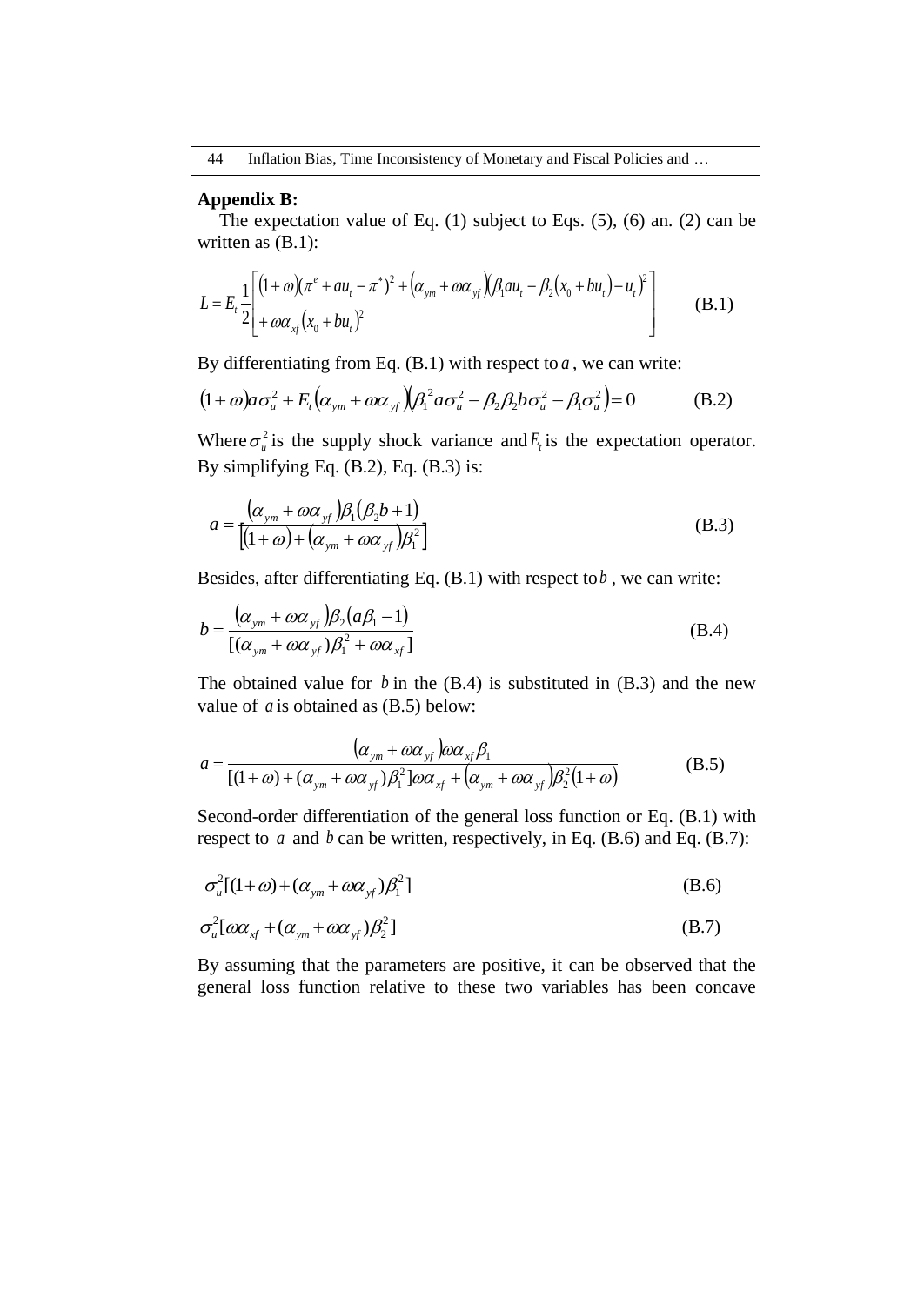**Appendix B:**

The expectation value of Eq. (1) subject to Eqs. (5), (6) an. (2) can be written as (B.1):

$$L = E_t \frac{1}{2}\left[\begin{array}{l}(1+\omega)(\pi^e + au_t - \pi^*)^2 + (\alpha_{ym} + \omega\alpha_{yf})(\beta_1 au_t - \beta_2(x_0 + bu_t) - u_t)^2 \\ + \omega\alpha_{xf}(x_0 + bu_t)^2\end{array}\right] \tag{B.1}$$

By differentiating from Eq. (B.1) with respect to $a$, we can write:

$$(1+\omega)a\sigma_u^2 + E_t(\alpha_{ym} + \omega\alpha_{yf})(\beta_1{}^2 a\sigma_u^2 - \beta_2\beta_2 b\sigma_u^2 - \beta_1\sigma_u^2) = 0 \tag{B.2}$$

Where $\sigma_u^2$ is the supply shock variance and $E_t$ is the expectation operator. By simplifying Eq. (B.2), Eq. (B.3) is:

$$a = \frac{(\alpha_{ym} + \omega\alpha_{yf})\beta_1(\beta_2 b + 1)}{[(1+\omega) + (\alpha_{ym} + \omega\alpha_{yf})\beta_1^2]} \tag{B.3}$$

Besides, after differentiating Eq. (B.1) with respect to $b$, we can write:

$$b = \frac{(\alpha_{ym} + \omega\alpha_{yf})\beta_2(a\beta_1 - 1)}{[(\alpha_{ym} + \omega\alpha_{yf})\beta_1^2 + \omega\alpha_{xf}]} \tag{B.4}$$

The obtained value for $b$ in the (B.4) is substituted in (B.3) and the new value of $a$ is obtained as (B.5) below:

$$a = \frac{(\alpha_{ym} + \omega\alpha_{yf})\omega\alpha_{xf}\beta_1}{[(1+\omega) + (\alpha_{ym} + \omega\alpha_{yf})\beta_1^2]\omega\alpha_{xf} + (\alpha_{ym} + \omega\alpha_{yf})\beta_2^2(1+\omega)} \tag{B.5}$$

Second-order differentiation of the general loss function or Eq. (B.1) with respect to $a$ and $b$ can be written, respectively, in Eq. (B.6) and Eq. (B.7):

$$\sigma_u^2[(1+\omega) + (\alpha_{ym} + \omega\alpha_{yf})\beta_1^2] \tag{B.6}$$

$$\sigma_u^2[\omega\alpha_{xf} + (\alpha_{ym} + \omega\alpha_{yf})\beta_2^2] \tag{B.7}$$

By assuming that the parameters are positive, it can be observed that the general loss function relative to these two variables has been concave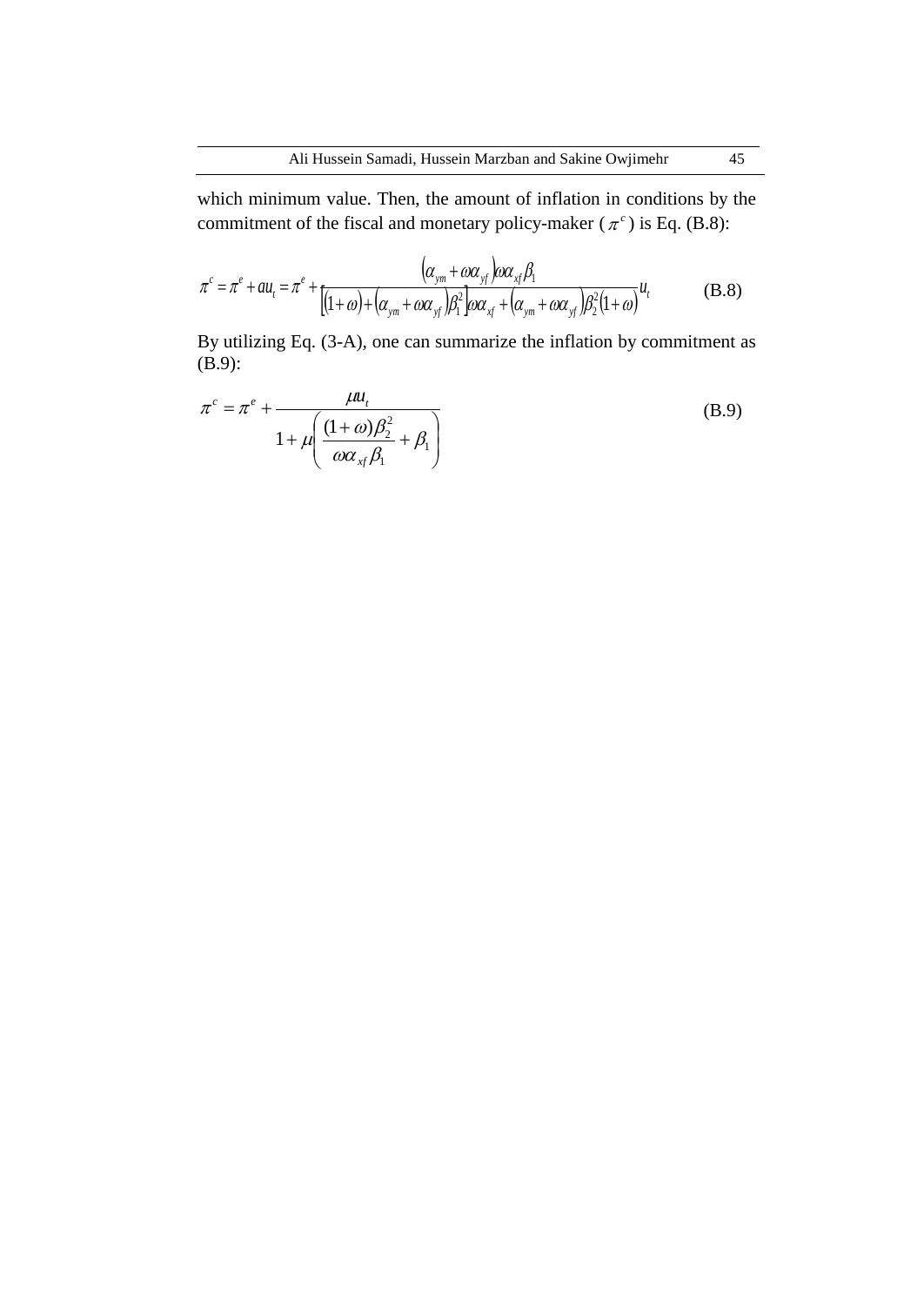which minimum value. Then, the amount of inflation in conditions by the commitment of the fiscal and monetary policy-maker ($\pi^c$) is Eq. (B.8):

$$\pi^c = \pi^e + au_t = \pi^e + \frac{\left(\alpha_{ym} + \omega\alpha_{yf}\right)\omega\alpha_{xf}\beta_1}{\left[(1+\omega) + \left(\alpha_{ym} + \omega\alpha_{yf}\right)\beta_1^2\right]\omega\alpha_{xf} + \left(\alpha_{ym} + \omega\alpha_{yf}\right)\beta_2^2(1+\omega)}u_t \tag{B.8}$$

By utilizing Eq. (3-A), one can summarize the inflation by commitment as (B.9):

$$\pi^c = \pi^e + \frac{\mu u_t}{1 + \mu\left(\dfrac{(1+\omega)\beta_2^2}{\omega\alpha_{xf}\beta_1} + \beta_1\right)} \tag{B.9}$$